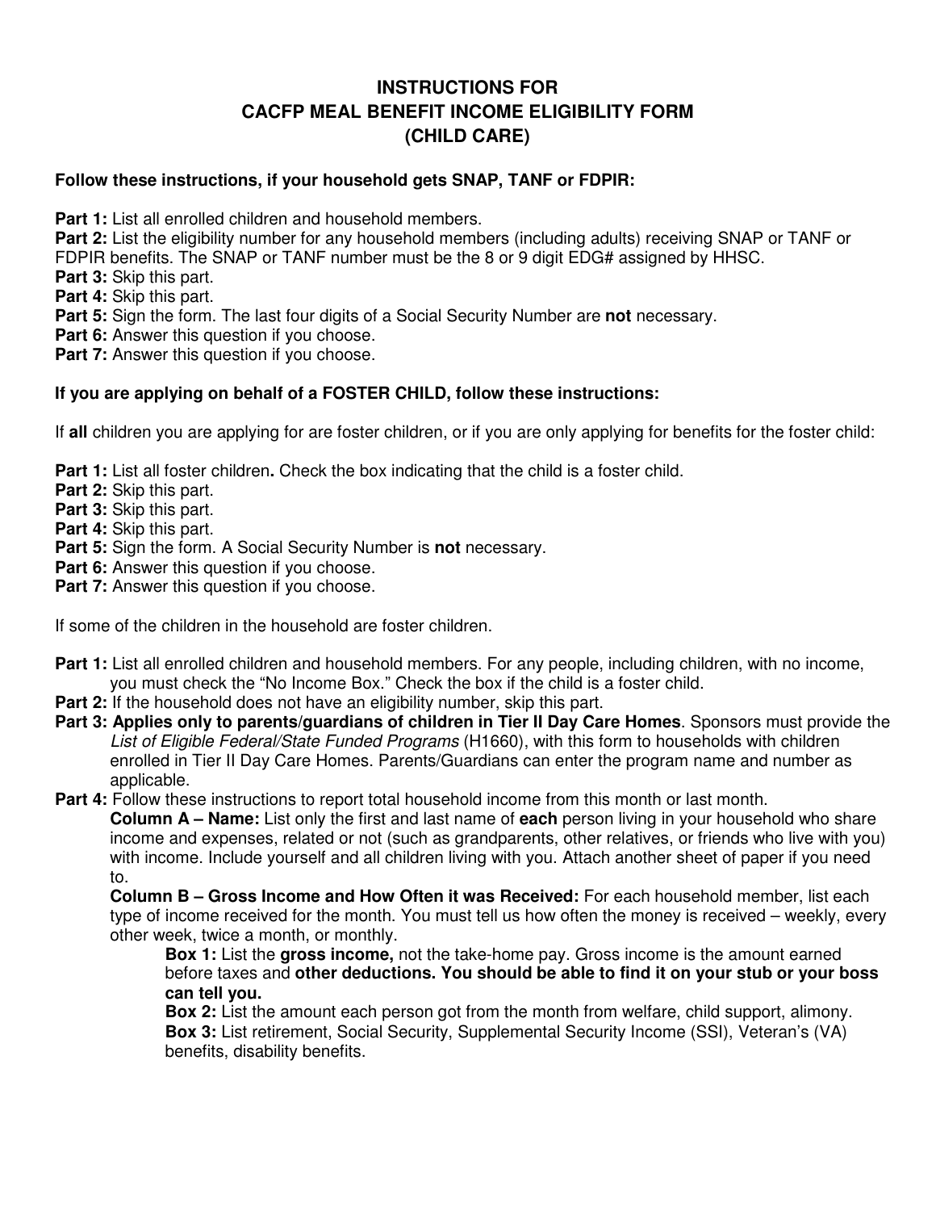# INSTRUCTIONS FOR CACFP MEAL BENEFIT INCOME ELIGIBILITY FORM (CHILD CARE)

**Follow these instructions, if your household gets SNAP, TANF or FDPIR:**

**Part 1:** List all enrolled children and household members.
**Part 2:** List the eligibility number for any household members (including adults) receiving SNAP or TANF or FDPIR benefits. The SNAP or TANF number must be the 8 or 9 digit EDG# assigned by HHSC.
**Part 3:** Skip this part.
**Part 4:** Skip this part.
**Part 5:** Sign the form. The last four digits of a Social Security Number are **not** necessary.
**Part 6:** Answer this question if you choose.
**Part 7:** Answer this question if you choose.

**If you are applying on behalf of a FOSTER CHILD, follow these instructions:**

If **all** children you are applying for are foster children, or if you are only applying for benefits for the foster child:

**Part 1:** List all foster children**.** Check the box indicating that the child is a foster child.
**Part 2:** Skip this part.
**Part 3:** Skip this part.
**Part 4:** Skip this part.
**Part 5:** Sign the form. A Social Security Number is **not** necessary.
**Part 6:** Answer this question if you choose.
**Part 7:** Answer this question if you choose.

If some of the children in the household are foster children.

**Part 1:** List all enrolled children and household members. For any people, including children, with no income, you must check the "No Income Box." Check the box if the child is a foster child.
**Part 2:** If the household does not have an eligibility number, skip this part.
**Part 3: Applies only to parents/guardians of children in Tier II Day Care Homes**. Sponsors must provide the *List of Eligible Federal/State Funded Programs* (H1660), with this form to households with children enrolled in Tier II Day Care Homes. Parents/Guardians can enter the program name and number as applicable.
**Part 4:** Follow these instructions to report total household income from this month or last month.

**Column A – Name:** List only the first and last name of **each** person living in your household who share income and expenses, related or not (such as grandparents, other relatives, or friends who live with you) with income. Include yourself and all children living with you. Attach another sheet of paper if you need to.

**Column B – Gross Income and How Often it was Received:** For each household member, list each type of income received for the month. You must tell us how often the money is received – weekly, every other week, twice a month, or monthly.

**Box 1:** List the **gross income,** not the take-home pay. Gross income is the amount earned before taxes and **other deductions. You should be able to find it on your stub or your boss can tell you.**
**Box 2:** List the amount each person got from the month from welfare, child support, alimony.
**Box 3:** List retirement, Social Security, Supplemental Security Income (SSI), Veteran's (VA) benefits, disability benefits.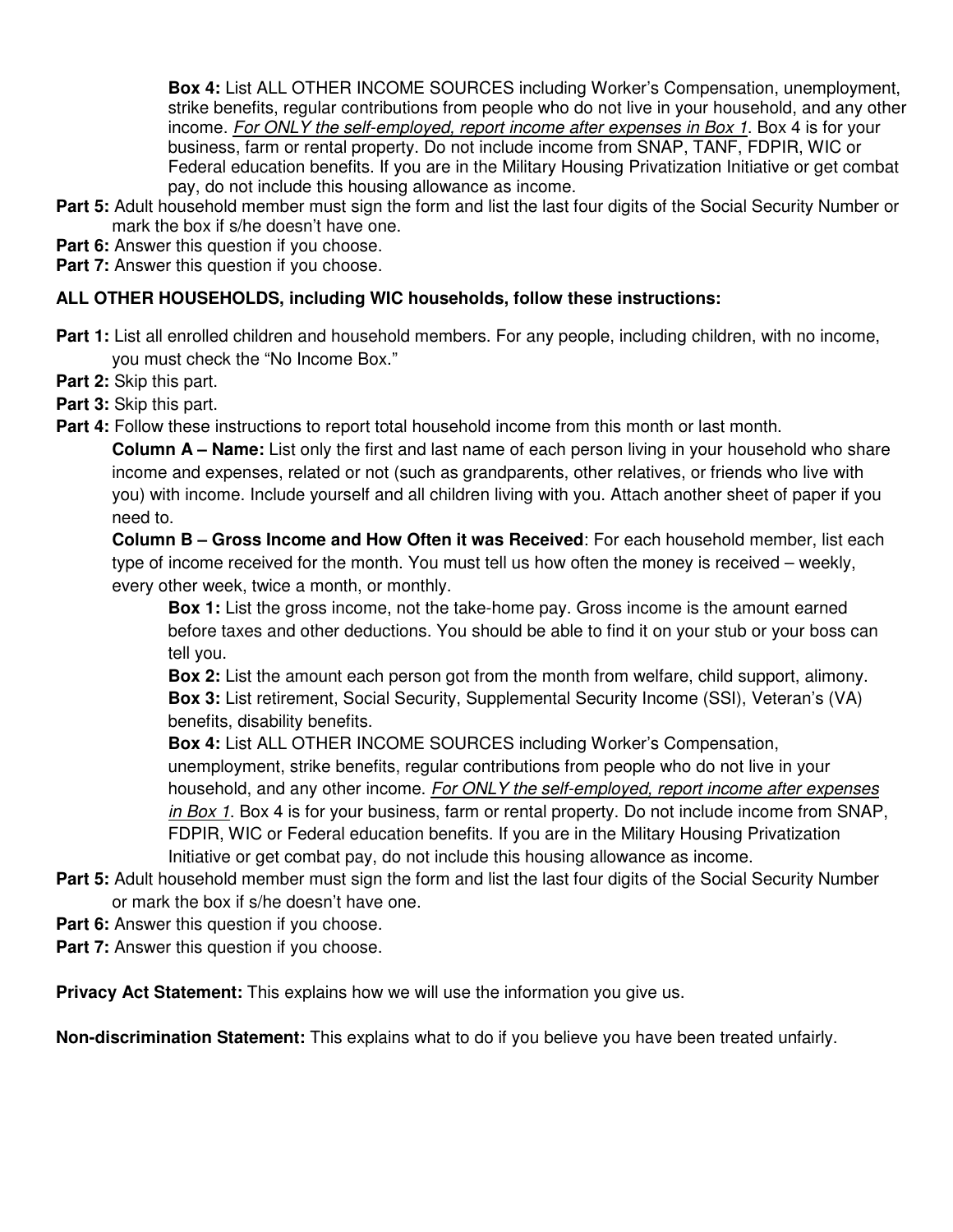**Box 4:** List ALL OTHER INCOME SOURCES including Worker's Compensation, unemployment, strike benefits, regular contributions from people who do not live in your household, and any other income. *For ONLY the self-employed, report income after expenses in Box 1*. Box 4 is for your business, farm or rental property. Do not include income from SNAP, TANF, FDPIR, WIC or Federal education benefits. If you are in the Military Housing Privatization Initiative or get combat pay, do not include this housing allowance as income.

**Part 5:** Adult household member must sign the form and list the last four digits of the Social Security Number or mark the box if s/he doesn't have one.

**Part 6:** Answer this question if you choose.

**Part 7:** Answer this question if you choose.

**ALL OTHER HOUSEHOLDS, including WIC households, follow these instructions:**

**Part 1:** List all enrolled children and household members. For any people, including children, with no income, you must check the "No Income Box."

**Part 2:** Skip this part.

**Part 3:** Skip this part.

**Part 4:** Follow these instructions to report total household income from this month or last month.

**Column A – Name:** List only the first and last name of each person living in your household who share income and expenses, related or not (such as grandparents, other relatives, or friends who live with you) with income. Include yourself and all children living with you. Attach another sheet of paper if you need to.

**Column B – Gross Income and How Often it was Received**: For each household member, list each type of income received for the month. You must tell us how often the money is received – weekly, every other week, twice a month, or monthly.

**Box 1:** List the gross income, not the take-home pay. Gross income is the amount earned before taxes and other deductions. You should be able to find it on your stub or your boss can tell you.

**Box 2:** List the amount each person got from the month from welfare, child support, alimony.

**Box 3:** List retirement, Social Security, Supplemental Security Income (SSI), Veteran's (VA) benefits, disability benefits.

**Box 4:** List ALL OTHER INCOME SOURCES including Worker's Compensation, unemployment, strike benefits, regular contributions from people who do not live in your household, and any other income. *For ONLY the self-employed, report income after expenses in Box 1*. Box 4 is for your business, farm or rental property. Do not include income from SNAP, FDPIR, WIC or Federal education benefits. If you are in the Military Housing Privatization Initiative or get combat pay, do not include this housing allowance as income.

**Part 5:** Adult household member must sign the form and list the last four digits of the Social Security Number or mark the box if s/he doesn't have one.

**Part 6:** Answer this question if you choose.

**Part 7:** Answer this question if you choose.

**Privacy Act Statement:** This explains how we will use the information you give us.

**Non-discrimination Statement:** This explains what to do if you believe you have been treated unfairly.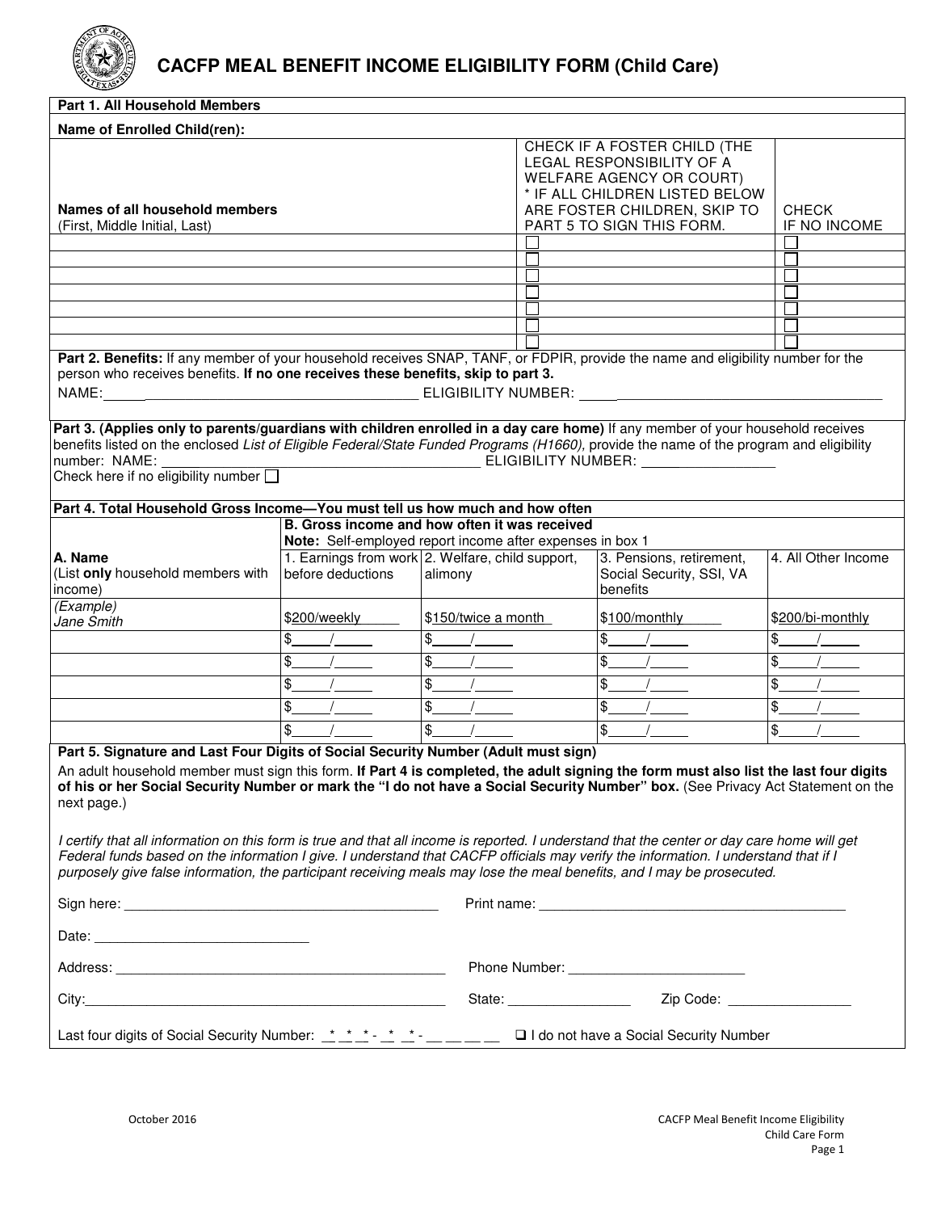# CACFP MEAL BENEFIT INCOME ELIGIBILITY FORM (Child Care)

**Part 1. All Household Members**

**Name of Enrolled Child(ren):**

| **Names of all household members** (First, Middle Initial, Last) | CHECK IF A FOSTER CHILD (THE LEGAL RESPONSIBILITY OF A WELFARE AGENCY OR COURT) * IF ALL CHILDREN LISTED BELOW ARE FOSTER CHILDREN, SKIP TO PART 5 TO SIGN THIS FORM. | CHECK IF NO INCOME |
|---|---|---|
| | ☐ | ☐ |
| | ☐ | ☐ |
| | ☐ | ☐ |
| | ☐ | ☐ |
| | ☐ | ☐ |
| | ☐ | ☐ |
| | ☐ | ☐ |

**Part 2. Benefits:** If any member of your household receives SNAP, TANF, or FDPIR, provide the name and eligibility number for the person who receives benefits. **If no one receives these benefits, skip to part 3.**

NAME:______________________________________ ELIGIBILITY NUMBER: ______________________________________

**Part 3. (Applies only to parents/guardians with children enrolled in a day care home)** If any member of your household receives benefits listed on the enclosed *List of Eligible Federal/State Funded Programs (H1660)*, provide the name of the program and eligibility number: NAME: ____________________________________________ ELIGIBILITY NUMBER: ________________

Check here if no eligibility number ☐

**Part 4. Total Household Gross Income—You must tell us how much and how often**

| A. Name (List **only** household members with income) | **B. Gross income and how often it was received** **Note:** Self-employed report income after expenses in box 1 | | | |
|---|---|---|---|---|
| | 1. Earnings from work before deductions | 2. Welfare, child support, alimony | 3. Pensions, retirement, Social Security, SSI, VA benefits | 4. All Other Income |
| *(Example)* *Jane Smith* | $200/weekly | $150/twice a month | $100/monthly | $200/bi-monthly |
| | $_____/_____ | $_____/_____ | $_____/_____ | $_____/_____ |
| | $_____/_____ | $_____/_____ | $_____/_____ | $_____/_____ |
| | $_____/_____ | $_____/_____ | $_____/_____ | $_____/_____ |
| | $_____/_____ | $_____/_____ | $_____/_____ | $_____/_____ |
| | $_____/_____ | $_____/_____ | $_____/_____ | $_____/_____ |

**Part 5. Signature and Last Four Digits of Social Security Number (Adult must sign)**

An adult household member must sign this form. **If Part 4 is completed, the adult signing the form must also list the last four digits of his or her Social Security Number or mark the "I do not have a Social Security Number" box.** (See Privacy Act Statement on the next page.)

*I certify that all information on this form is true and that all income is reported. I understand that the center or day care home will get Federal funds based on the information I give. I understand that CACFP officials may verify the information. I understand that if I purposely give false information, the participant receiving meals may lose the meal benefits, and I may be prosecuted.*

Sign here: ________________________________________ Print name: ________________________________________

Date: ____________________________

Address: ____________________________________________ Phone Number: ________________________

City:________________________________________________ State: ________________ Zip Code: ________________

Last four digits of Social Security Number: _*_*_*-_*_*-__ __ __ __ ☐ I do not have a Social Security Number

October 2016 CACFP Meal Benefit Income Eligibility Child Care Form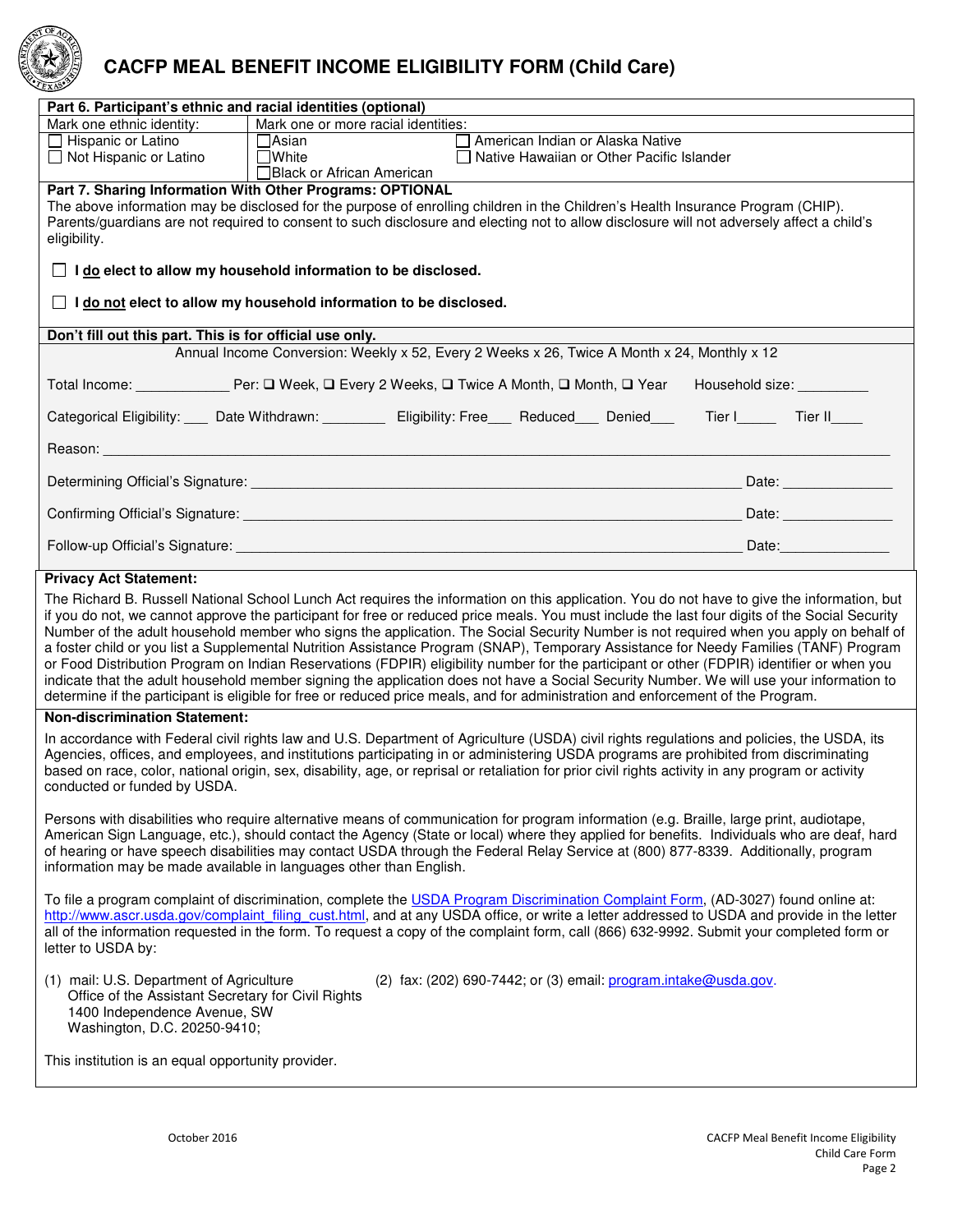# CACFP MEAL BENEFIT INCOME ELIGIBILITY FORM (Child Care)

**Part 6. Participant's ethnic and racial identities (optional)**

| Mark one ethnic identity: | Mark one or more racial identities: | |
|---|---|---|
| ☐ Hispanic or Latino | ☐ Asian | ☐ American Indian or Alaska Native |
| ☐ Not Hispanic or Latino | ☐ White | ☐ Native Hawaiian or Other Pacific Islander |
| | ☐ Black or African American | |

**Part 7. Sharing Information With Other Programs: OPTIONAL**

The above information may be disclosed for the purpose of enrolling children in the Children's Health Insurance Program (CHIP). Parents/guardians are not required to consent to such disclosure and electing not to allow disclosure will not adversely affect a child's eligibility.

☐ **I do elect to allow my household information to be disclosed.**

☐ **I do not elect to allow my household information to be disclosed.**

**Don't fill out this part. This is for official use only.**

Annual Income Conversion: Weekly x 52, Every 2 Weeks x 26, Twice A Month x 24, Monthly x 12

Total Income: ____________ Per: ❑ Week, ❑ Every 2 Weeks, ❑ Twice A Month, ❑ Month, ❑ Year Household size: _________

Categorical Eligibility: ___ Date Withdrawn: ________ Eligibility: Free___ Reduced___ Denied___ Tier I_____ Tier II____

Reason: ____________________________________________________________

Determining Official's Signature: ______________________________________ Date: ______________

Confirming Official's Signature: ______________________________________ Date: ______________

Follow-up Official's Signature: ______________________________________ Date: ______________

**Privacy Act Statement:**

The Richard B. Russell National School Lunch Act requires the information on this application. You do not have to give the information, but if you do not, we cannot approve the participant for free or reduced price meals. You must include the last four digits of the Social Security Number of the adult household member who signs the application. The Social Security Number is not required when you apply on behalf of a foster child or you list a Supplemental Nutrition Assistance Program (SNAP), Temporary Assistance for Needy Families (TANF) Program or Food Distribution Program on Indian Reservations (FDPIR) eligibility number for the participant or other (FDPIR) identifier or when you indicate that the adult household member signing the application does not have a Social Security Number. We will use your information to determine if the participant is eligible for free or reduced price meals, and for administration and enforcement of the Program.

**Non-discrimination Statement:**

In accordance with Federal civil rights law and U.S. Department of Agriculture (USDA) civil rights regulations and policies, the USDA, its Agencies, offices, and employees, and institutions participating in or administering USDA programs are prohibited from discriminating based on race, color, national origin, sex, disability, age, or reprisal or retaliation for prior civil rights activity in any program or activity conducted or funded by USDA.

Persons with disabilities who require alternative means of communication for program information (e.g. Braille, large print, audiotape, American Sign Language, etc.), should contact the Agency (State or local) where they applied for benefits. Individuals who are deaf, hard of hearing or have speech disabilities may contact USDA through the Federal Relay Service at (800) 877-8339. Additionally, program information may be made available in languages other than English.

To file a program complaint of discrimination, complete the USDA Program Discrimination Complaint Form, (AD-3027) found online at: http://www.ascr.usda.gov/complaint_filing_cust.html, and at any USDA office, or write a letter addressed to USDA and provide in the letter all of the information requested in the form. To request a copy of the complaint form, call (866) 632-9992. Submit your completed form or letter to USDA by:

(1) mail: U.S. Department of Agriculture
Office of the Assistant Secretary for Civil Rights
1400 Independence Avenue, SW
Washington, D.C. 20250-9410;

(2) fax: (202) 690-7442; or (3) email: program.intake@usda.gov.

This institution is an equal opportunity provider.

October 2016

CACFP Meal Benefit Income Eligibility Child Care Form